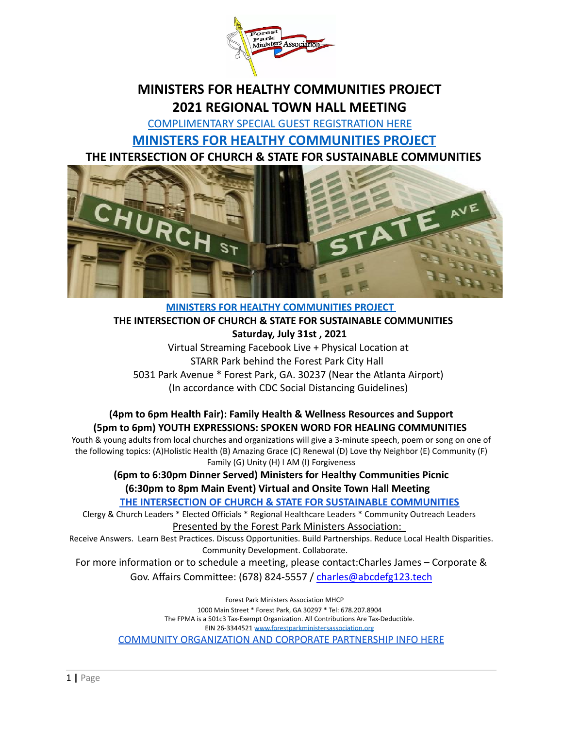# MINISTERS FOR HEALTHY COMMUNITIES PROJECT

# 2021 REGIONAL TOWN HALL MEETING

COMPLIMENTARY SPECIAL GUEST REGISTRATION HERE

## MINISTERS FOR HEALTHY COMMUNITIES PROJECT

## THE INTERSECTION OF CHURCH & STATE FOR SUSTAINABLE COMMUNITIES

**MINISTERS FOR HEALTHY COMMUNITIES PROJECT**

**THE INTERSECTION OF CHURCH & STATE FOR SUSTAINABLE COMMUNITIES**

**Saturday, July 31st , 2021**

Virtual Streaming Facebook Live + Physical Location at
STARR Park behind the Forest Park City Hall
5031 Park Avenue * Forest Park, GA. 30237 (Near the Atlanta Airport)
(In accordance with CDC Social Distancing Guidelines)

**(4pm to 6pm Health Fair): Family Health & Wellness Resources and Support**

**(5pm to 6pm) YOUTH EXPRESSIONS: SPOKEN WORD FOR HEALING COMMUNITIES**

Youth & young adults from local churches and organizations will give a 3-minute speech, poem or song on one of the following topics: (A)Holistic Health (B) Amazing Grace (C) Renewal (D) Love thy Neighbor (E) Community (F) Family (G) Unity (H) I AM (I) Forgiveness

**(6pm to 6:30pm Dinner Served) Ministers for Healthy Communities Picnic**

**(6:30pm to 8pm Main Event) Virtual and Onsite Town Hall Meeting**

**THE INTERSECTION OF CHURCH & STATE FOR SUSTAINABLE COMMUNITIES**

Clergy & Church Leaders * Elected Officials * Regional Healthcare Leaders * Community Outreach Leaders

Presented by the Forest Park Ministers Association:

Receive Answers. Learn Best Practices. Discuss Opportunities. Build Partnerships. Reduce Local Health Disparities. Community Development. Collaborate.

For more information or to schedule a meeting, please contact:Charles James – Corporate & Gov. Affairs Committee: (678) 824-5557 / charles@abcdefg123.tech

Forest Park Ministers Association MHCP
1000 Main Street * Forest Park, GA 30297 * Tel: 678.207.8904
The FPMA is a 501c3 Tax-Exempt Organization. All Contributions Are Tax-Deductible.
EIN 26-3344521 www.forestparkministersassociation.org

COMMUNITY ORGANIZATION AND CORPORATE PARTNERSHIP INFO HERE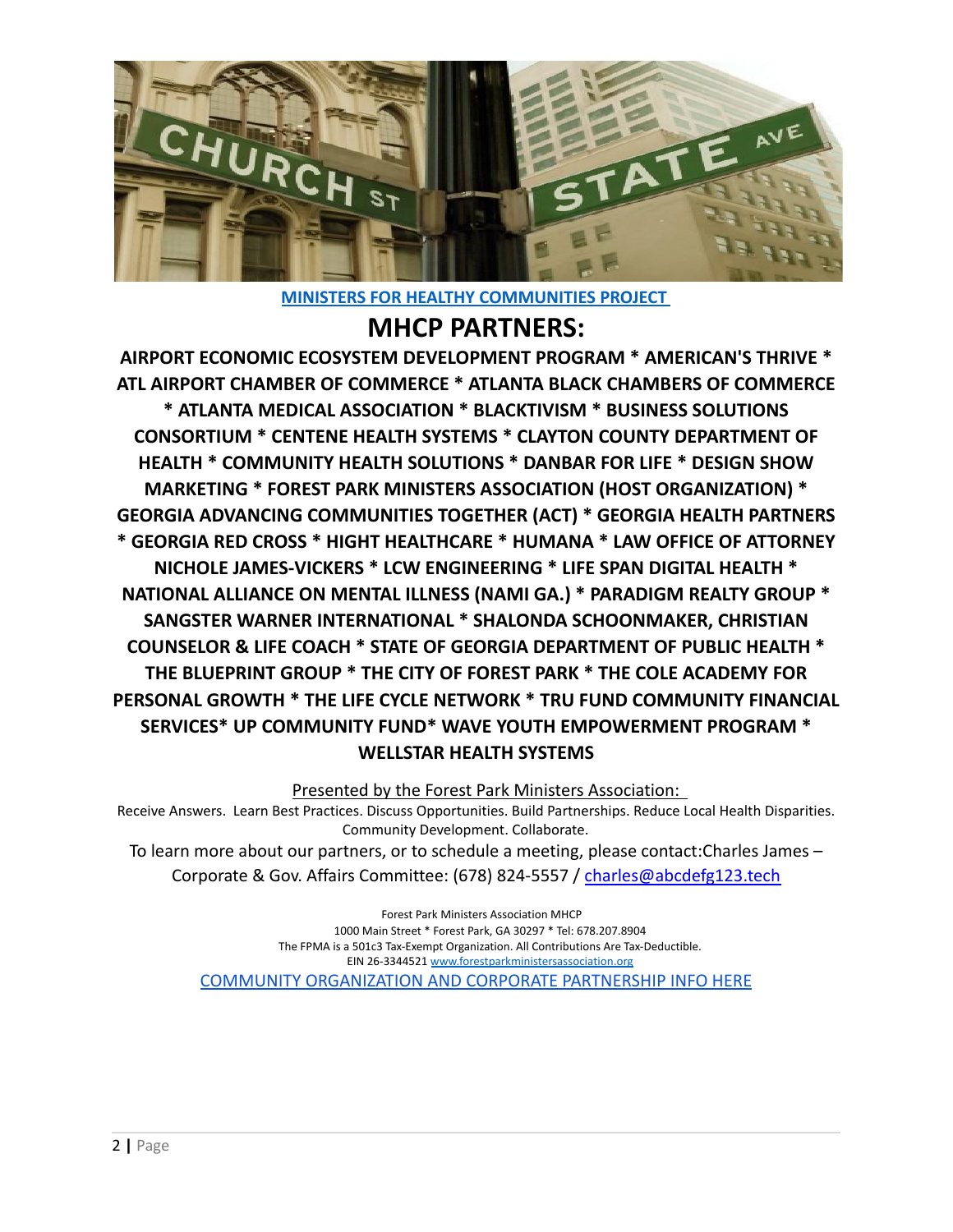[MINISTERS FOR HEALTHY COMMUNITIES PROJECT](#)

# MHCP PARTNERS:

**AIRPORT ECONOMIC ECOSYSTEM DEVELOPMENT PROGRAM * AMERICAN'S THRIVE * ATL AIRPORT CHAMBER OF COMMERCE * ATLANTA BLACK CHAMBERS OF COMMERCE * ATLANTA MEDICAL ASSOCIATION * BLACKTIVISM * BUSINESS SOLUTIONS CONSORTIUM * CENTENE HEALTH SYSTEMS * CLAYTON COUNTY DEPARTMENT OF HEALTH * COMMUNITY HEALTH SOLUTIONS * DANBAR FOR LIFE * DESIGN SHOW MARKETING * FOREST PARK MINISTERS ASSOCIATION (HOST ORGANIZATION) * GEORGIA ADVANCING COMMUNITIES TOGETHER (ACT) * GEORGIA HEALTH PARTNERS * GEORGIA RED CROSS * HIGHT HEALTHCARE * HUMANA * LAW OFFICE OF ATTORNEY NICHOLE JAMES-VICKERS * LCW ENGINEERING * LIFE SPAN DIGITAL HEALTH * NATIONAL ALLIANCE ON MENTAL ILLNESS (NAMI GA.) * PARADIGM REALTY GROUP * SANGSTER WARNER INTERNATIONAL * SHALONDA SCHOONMAKER, CHRISTIAN COUNSELOR & LIFE COACH * STATE OF GEORGIA DEPARTMENT OF PUBLIC HEALTH * THE BLUEPRINT GROUP * THE CITY OF FOREST PARK * THE COLE ACADEMY FOR PERSONAL GROWTH * THE LIFE CYCLE NETWORK * TRU FUND COMMUNITY FINANCIAL SERVICES* UP COMMUNITY FUND* WAVE YOUTH EMPOWERMENT PROGRAM * WELLSTAR HEALTH SYSTEMS**

Presented by the Forest Park Ministers Association:

Receive Answers. Learn Best Practices. Discuss Opportunities. Build Partnerships. Reduce Local Health Disparities. Community Development. Collaborate.

To learn more about our partners, or to schedule a meeting, please contact:Charles James – Corporate & Gov. Affairs Committee: (678) 824-5557 / [charles@abcdefg123.tech](mailto:charles@abcdefg123.tech)

Forest Park Ministers Association MHCP
1000 Main Street * Forest Park, GA 30297 * Tel: 678.207.8904
The FPMA is a 501c3 Tax-Exempt Organization. All Contributions Are Tax-Deductible.
EIN 26-3344521 [www.forestparkministersassociation.org](http://www.forestparkministersassociation.org)

[COMMUNITY ORGANIZATION AND CORPORATE PARTNERSHIP INFO HERE](#)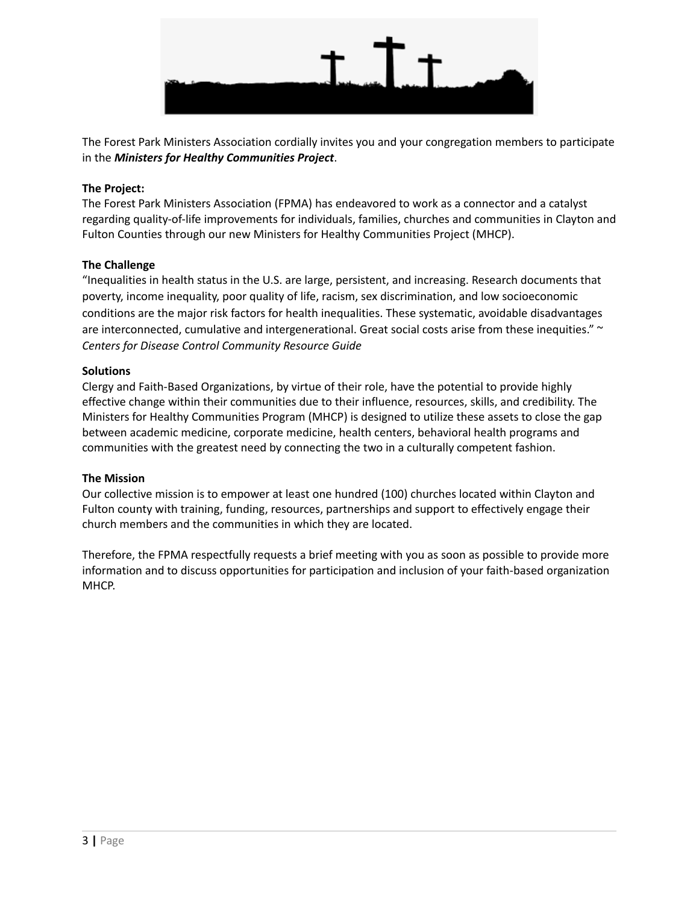The Forest Park Ministers Association cordially invites you and your congregation members to participate in the ***Ministers for Healthy Communities Project***.

**The Project:**
The Forest Park Ministers Association (FPMA) has endeavored to work as a connector and a catalyst regarding quality-of-life improvements for individuals, families, churches and communities in Clayton and Fulton Counties through our new Ministers for Healthy Communities Project (MHCP).

**The Challenge**
"Inequalities in health status in the U.S. are large, persistent, and increasing. Research documents that poverty, income inequality, poor quality of life, racism, sex discrimination, and low socioeconomic conditions are the major risk factors for health inequalities. These systematic, avoidable disadvantages are interconnected, cumulative and intergenerational. Great social costs arise from these inequities." ~ *Centers for Disease Control Community Resource Guide*

**Solutions**
Clergy and Faith-Based Organizations, by virtue of their role, have the potential to provide highly effective change within their communities due to their influence, resources, skills, and credibility. The Ministers for Healthy Communities Program (MHCP) is designed to utilize these assets to close the gap between academic medicine, corporate medicine, health centers, behavioral health programs and communities with the greatest need by connecting the two in a culturally competent fashion.

**The Mission**
Our collective mission is to empower at least one hundred (100) churches located within Clayton and Fulton county with training, funding, resources, partnerships and support to effectively engage their church members and the communities in which they are located.

Therefore, the FPMA respectfully requests a brief meeting with you as soon as possible to provide more information and to discuss opportunities for participation and inclusion of your faith-based organization MHCP.